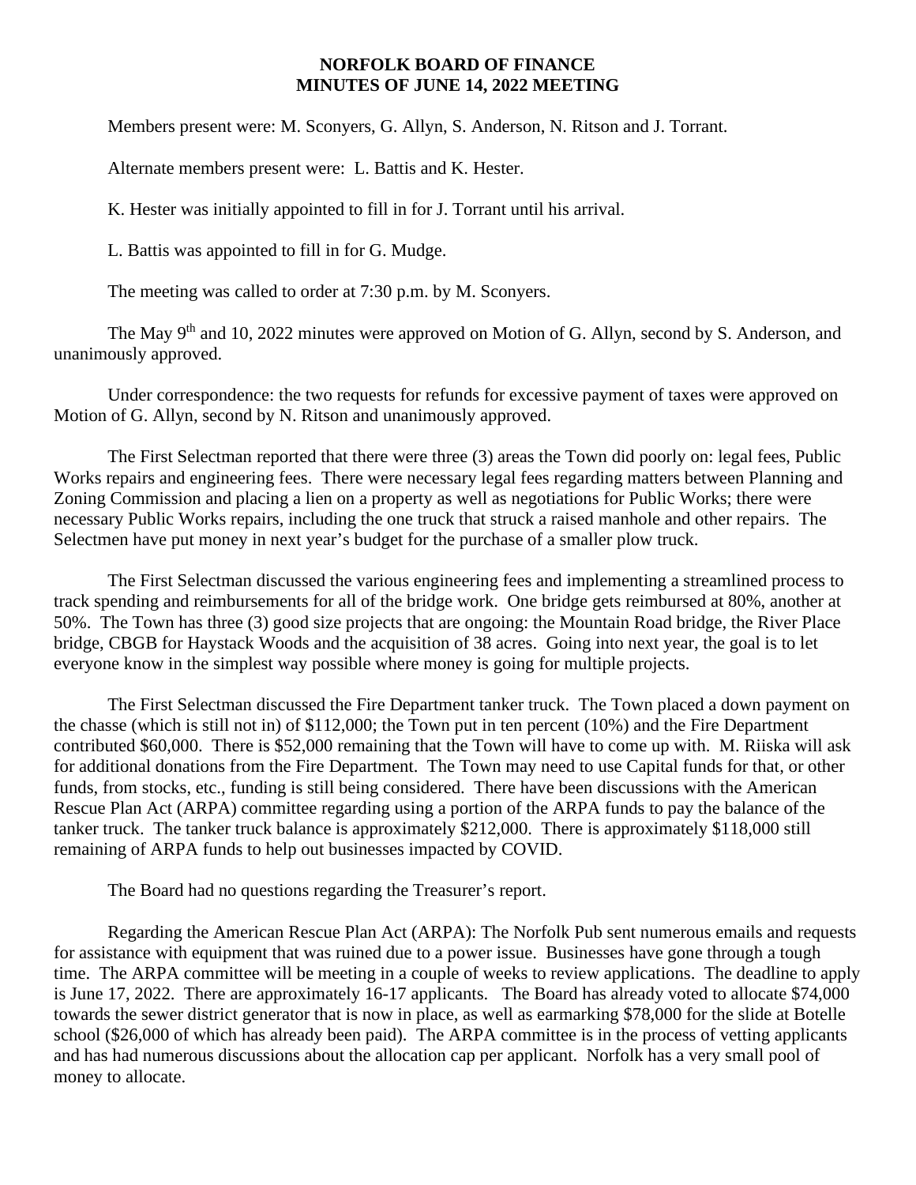**NORFOLK BOARD OF FINANCE**
**MINUTES OF JUNE 14, 2022 MEETING**

Members present were: M. Sconyers, G. Allyn, S. Anderson, N. Ritson and J. Torrant.

Alternate members present were: L. Battis and K. Hester.

K. Hester was initially appointed to fill in for J. Torrant until his arrival.

L. Battis was appointed to fill in for G. Mudge.

The meeting was called to order at 7:30 p.m. by M. Sconyers.

The May 9th and 10, 2022 minutes were approved on Motion of G. Allyn, second by S. Anderson, and unanimously approved.

Under correspondence: the two requests for refunds for excessive payment of taxes were approved on Motion of G. Allyn, second by N. Ritson and unanimously approved.

The First Selectman reported that there were three (3) areas the Town did poorly on: legal fees, Public Works repairs and engineering fees. There were necessary legal fees regarding matters between Planning and Zoning Commission and placing a lien on a property as well as negotiations for Public Works; there were necessary Public Works repairs, including the one truck that struck a raised manhole and other repairs. The Selectmen have put money in next year's budget for the purchase of a smaller plow truck.

The First Selectman discussed the various engineering fees and implementing a streamlined process to track spending and reimbursements for all of the bridge work. One bridge gets reimbursed at 80%, another at 50%. The Town has three (3) good size projects that are ongoing: the Mountain Road bridge, the River Place bridge, CBGB for Haystack Woods and the acquisition of 38 acres. Going into next year, the goal is to let everyone know in the simplest way possible where money is going for multiple projects.

The First Selectman discussed the Fire Department tanker truck. The Town placed a down payment on the chasse (which is still not in) of $112,000; the Town put in ten percent (10%) and the Fire Department contributed $60,000. There is $52,000 remaining that the Town will have to come up with. M. Riiska will ask for additional donations from the Fire Department. The Town may need to use Capital funds for that, or other funds, from stocks, etc., funding is still being considered. There have been discussions with the American Rescue Plan Act (ARPA) committee regarding using a portion of the ARPA funds to pay the balance of the tanker truck. The tanker truck balance is approximately $212,000. There is approximately $118,000 still remaining of ARPA funds to help out businesses impacted by COVID.

The Board had no questions regarding the Treasurer's report.

Regarding the American Rescue Plan Act (ARPA): The Norfolk Pub sent numerous emails and requests for assistance with equipment that was ruined due to a power issue. Businesses have gone through a tough time. The ARPA committee will be meeting in a couple of weeks to review applications. The deadline to apply is June 17, 2022. There are approximately 16-17 applicants. The Board has already voted to allocate $74,000 towards the sewer district generator that is now in place, as well as earmarking $78,000 for the slide at Botelle school ($26,000 of which has already been paid). The ARPA committee is in the process of vetting applicants and has had numerous discussions about the allocation cap per applicant. Norfolk has a very small pool of money to allocate.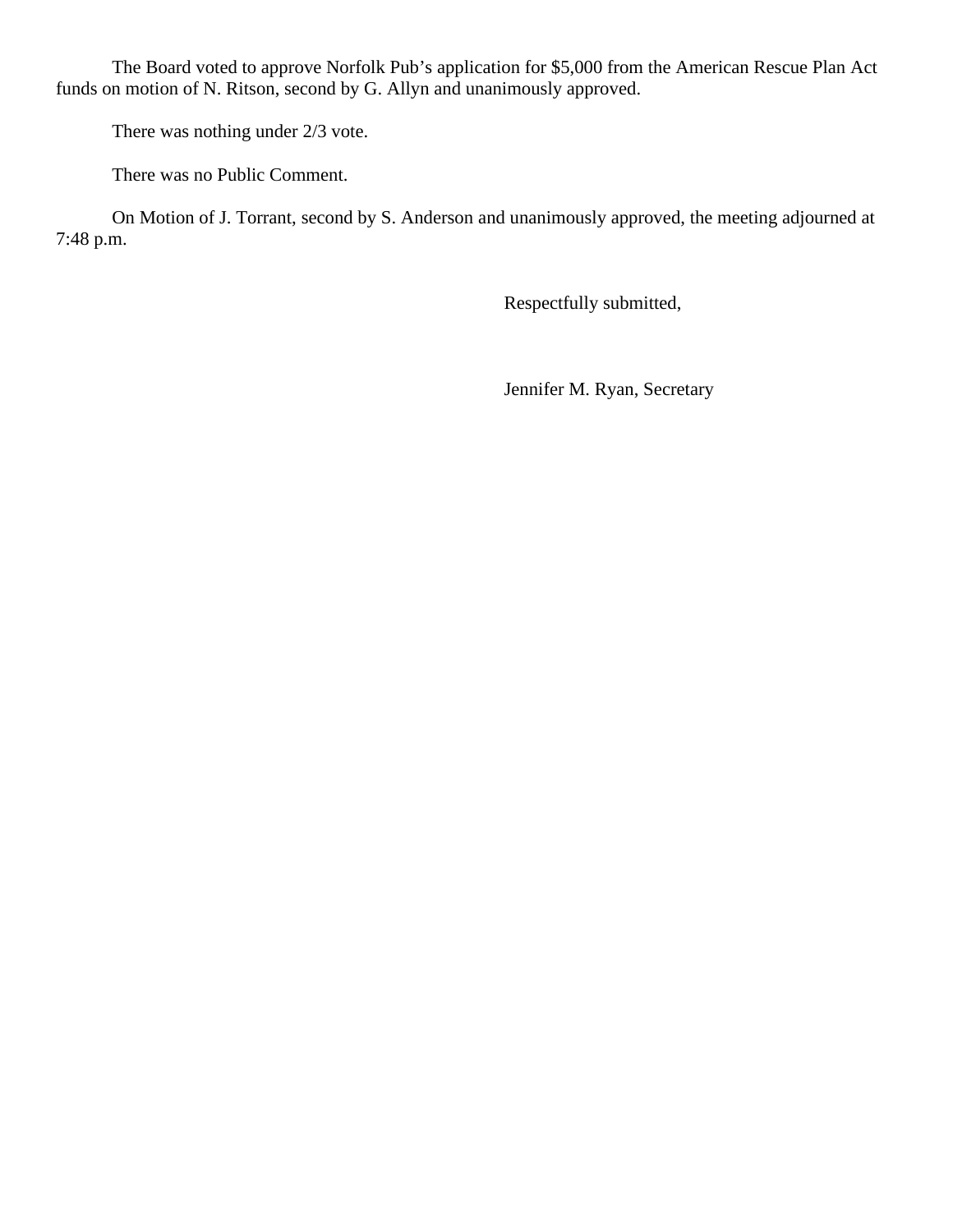The Board voted to approve Norfolk Pub's application for $5,000 from the American Rescue Plan Act funds on motion of N. Ritson, second by G. Allyn and unanimously approved.

There was nothing under 2/3 vote.

There was no Public Comment.

On Motion of J. Torrant, second by S. Anderson and unanimously approved, the meeting adjourned at 7:48 p.m.

Respectfully submitted,

Jennifer M. Ryan, Secretary